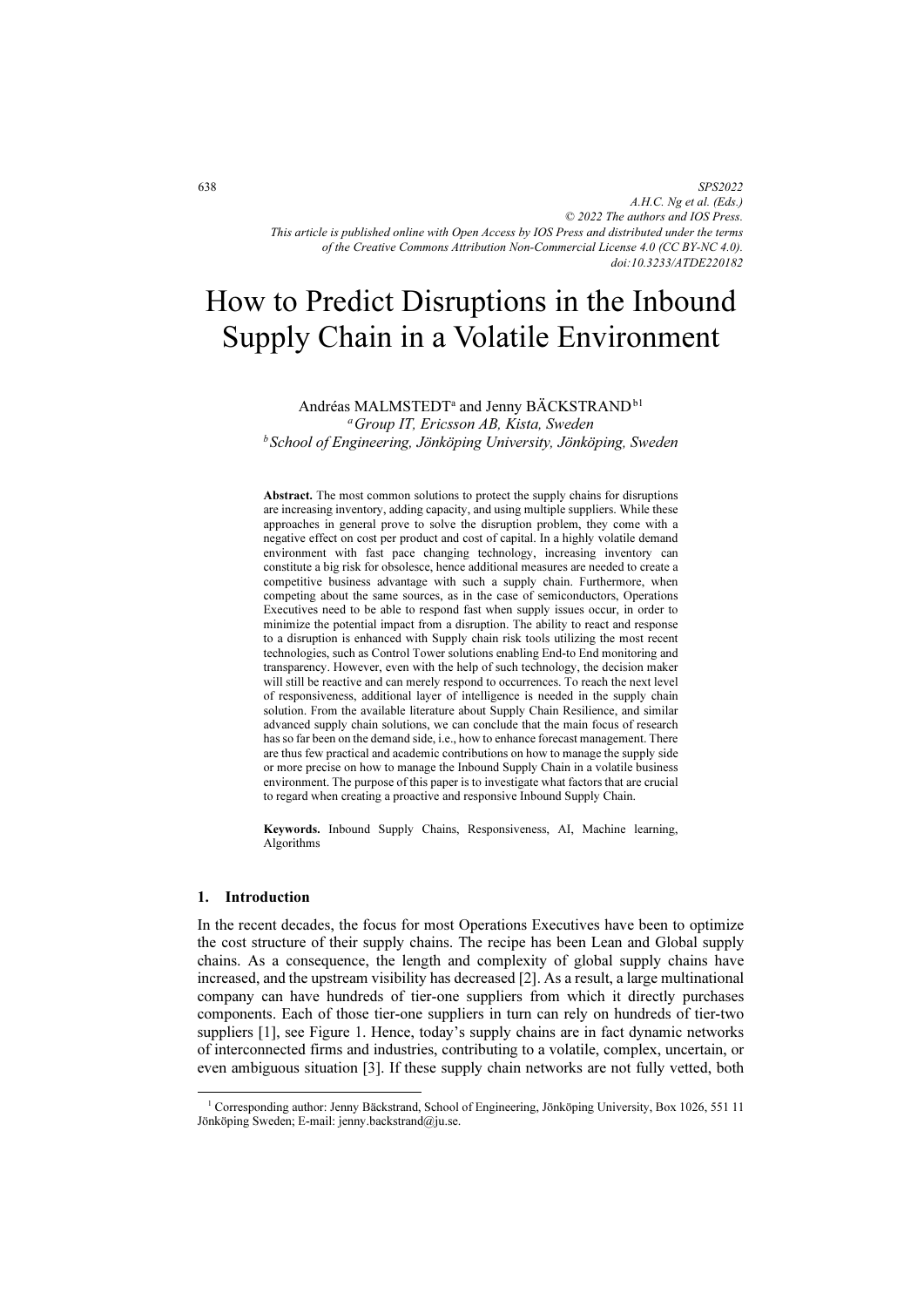# How to Predict Disruptions in the Inbound Supply Chain in a Volatile Environment

Andréas MALMSTEDT[a] and Jenny BÄCKSTRAND[b1]

[a] *Group IT, Ericsson AB, Kista, Sweden*

[b] *School of Engineering, Jönköping University, Jönköping, Sweden*

**Abstract.** The most common solutions to protect the supply chains for disruptions are increasing inventory, adding capacity, and using multiple suppliers. While these approaches in general prove to solve the disruption problem, they come with a negative effect on cost per product and cost of capital. In a highly volatile demand environment with fast pace changing technology, increasing inventory can constitute a big risk for obsolesce, hence additional measures are needed to create a competitive business advantage with such a supply chain. Furthermore, when competing about the same sources, as in the case of semiconductors, Operations Executives need to be able to respond fast when supply issues occur, in order to minimize the potential impact from a disruption. The ability to react and response to a disruption is enhanced with Supply chain risk tools utilizing the most recent technologies, such as Control Tower solutions enabling End-to End monitoring and transparency. However, even with the help of such technology, the decision maker will still be reactive and can merely respond to occurrences. To reach the next level of responsiveness, additional layer of intelligence is needed in the supply chain solution. From the available literature about Supply Chain Resilience, and similar advanced supply chain solutions, we can conclude that the main focus of research has so far been on the demand side, i.e., how to enhance forecast management. There are thus few practical and academic contributions on how to manage the supply side or more precise on how to manage the Inbound Supply Chain in a volatile business environment. The purpose of this paper is to investigate what factors that are crucial to regard when creating a proactive and responsive Inbound Supply Chain.

**Keywords.** Inbound Supply Chains, Responsiveness, AI, Machine learning, Algorithms

## 1. Introduction

In the recent decades, the focus for most Operations Executives have been to optimize the cost structure of their supply chains. The recipe has been Lean and Global supply chains. As a consequence, the length and complexity of global supply chains have increased, and the upstream visibility has decreased [2]. As a result, a large multinational company can have hundreds of tier-one suppliers from which it directly purchases components. Each of those tier-one suppliers in turn can rely on hundreds of tier-two suppliers [1], see Figure 1. Hence, today's supply chains are in fact dynamic networks of interconnected firms and industries, contributing to a volatile, complex, uncertain, or even ambiguous situation [3]. If these supply chain networks are not fully vetted, both

[1] Corresponding author: Jenny Bäckstrand, School of Engineering, Jönköping University, Box 1026, 551 11 Jönköping Sweden; E-mail: jenny.backstrand@ju.se.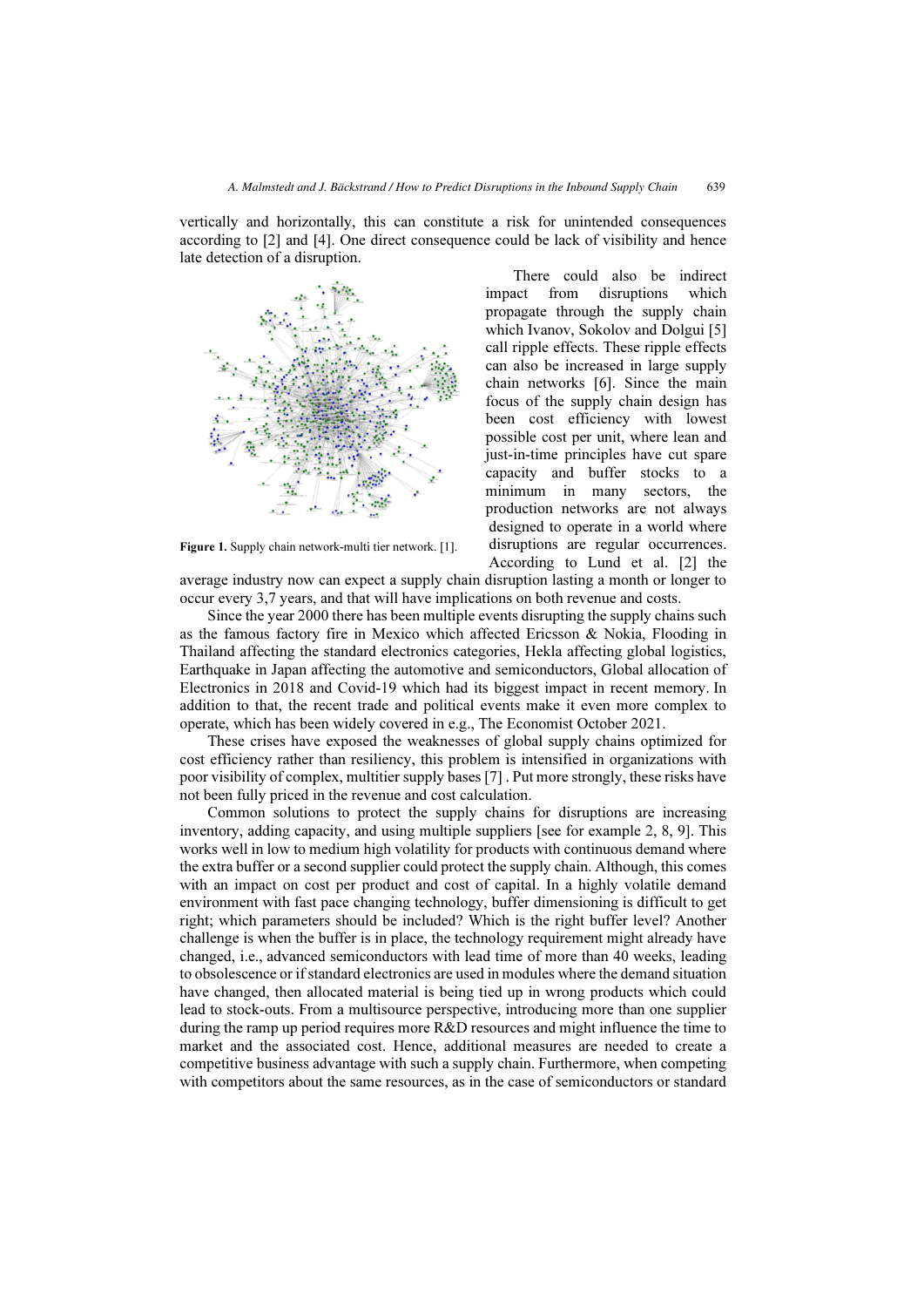vertically and horizontally, this can constitute a risk for unintended consequences according to [2] and [4]. One direct consequence could be lack of visibility and hence late detection of a disruption.

There could also be indirect impact from disruptions which propagate through the supply chain which Ivanov, Sokolov and Dolgui [5] call ripple effects. These ripple effects can also be increased in large supply chain networks [6]. Since the main focus of the supply chain design has been cost efficiency with lowest possible cost per unit, where lean and just-in-time principles have cut spare capacity and buffer stocks to a minimum in many sectors, the production networks are not always designed to operate in a world where disruptions are regular occurrences. According to Lund et al. [2] the average industry now can expect a supply chain disruption lasting a month or longer to occur every 3,7 years, and that will have implications on both revenue and costs.

**Figure 1.** Supply chain network-multi tier network. [1].

Since the year 2000 there has been multiple events disrupting the supply chains such as the famous factory fire in Mexico which affected Ericsson & Nokia, Flooding in Thailand affecting the standard electronics categories, Hekla affecting global logistics, Earthquake in Japan affecting the automotive and semiconductors, Global allocation of Electronics in 2018 and Covid-19 which had its biggest impact in recent memory. In addition to that, the recent trade and political events make it even more complex to operate, which has been widely covered in e.g., The Economist October 2021.

These crises have exposed the weaknesses of global supply chains optimized for cost efficiency rather than resiliency, this problem is intensified in organizations with poor visibility of complex, multitier supply bases [7] . Put more strongly, these risks have not been fully priced in the revenue and cost calculation.

Common solutions to protect the supply chains for disruptions are increasing inventory, adding capacity, and using multiple suppliers [see for example 2, 8, 9]. This works well in low to medium high volatility for products with continuous demand where the extra buffer or a second supplier could protect the supply chain. Although, this comes with an impact on cost per product and cost of capital. In a highly volatile demand environment with fast pace changing technology, buffer dimensioning is difficult to get right; which parameters should be included? Which is the right buffer level? Another challenge is when the buffer is in place, the technology requirement might already have changed, i.e., advanced semiconductors with lead time of more than 40 weeks, leading to obsolescence or if standard electronics are used in modules where the demand situation have changed, then allocated material is being tied up in wrong products which could lead to stock-outs. From a multisource perspective, introducing more than one supplier during the ramp up period requires more R&D resources and might influence the time to market and the associated cost. Hence, additional measures are needed to create a competitive business advantage with such a supply chain. Furthermore, when competing with competitors about the same resources, as in the case of semiconductors or standard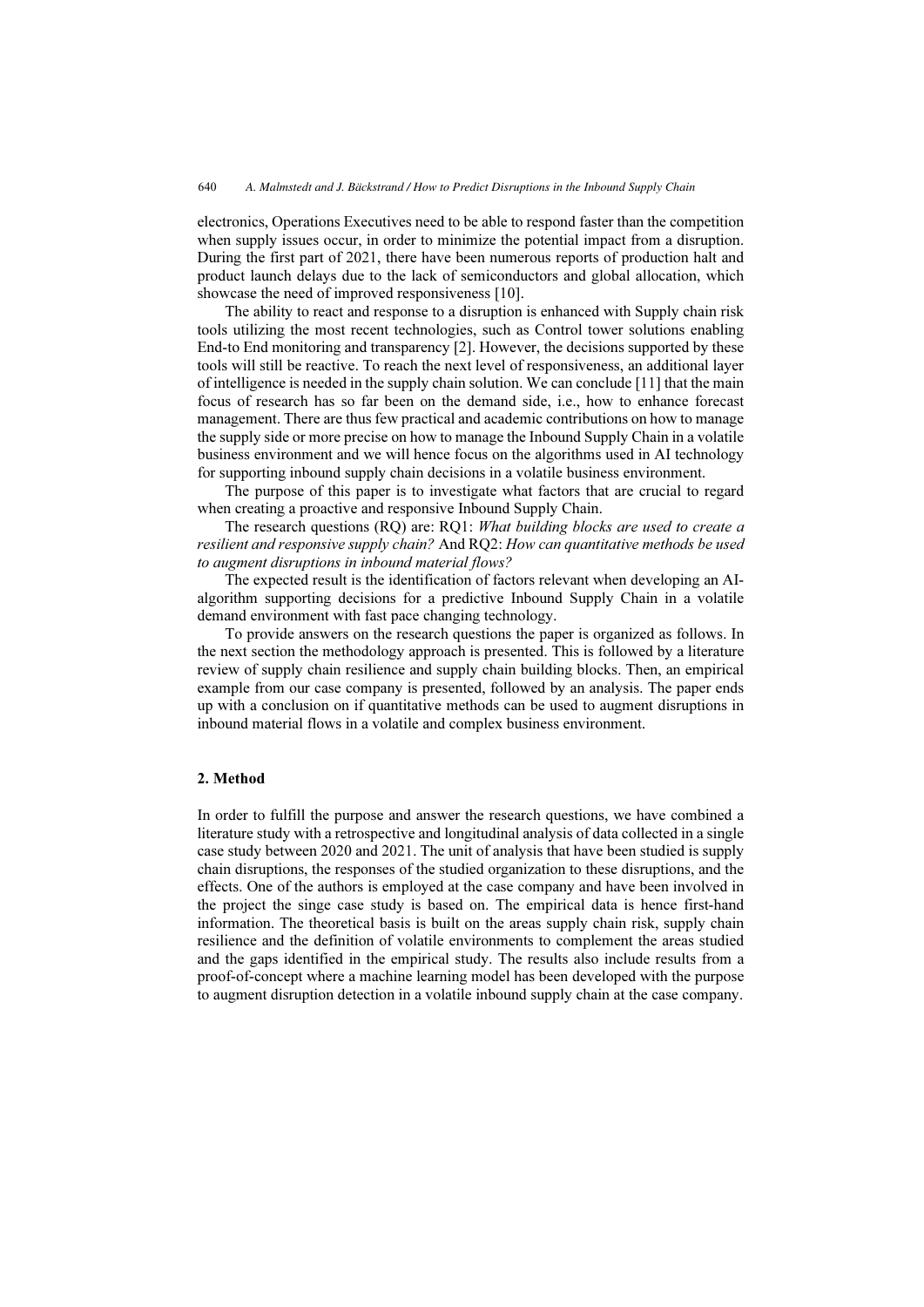electronics, Operations Executives need to be able to respond faster than the competition when supply issues occur, in order to minimize the potential impact from a disruption. During the first part of 2021, there have been numerous reports of production halt and product launch delays due to the lack of semiconductors and global allocation, which showcase the need of improved responsiveness [10].

The ability to react and response to a disruption is enhanced with Supply chain risk tools utilizing the most recent technologies, such as Control tower solutions enabling End-to End monitoring and transparency [2]. However, the decisions supported by these tools will still be reactive. To reach the next level of responsiveness, an additional layer of intelligence is needed in the supply chain solution. We can conclude [11] that the main focus of research has so far been on the demand side, i.e., how to enhance forecast management. There are thus few practical and academic contributions on how to manage the supply side or more precise on how to manage the Inbound Supply Chain in a volatile business environment and we will hence focus on the algorithms used in AI technology for supporting inbound supply chain decisions in a volatile business environment.

The purpose of this paper is to investigate what factors that are crucial to regard when creating a proactive and responsive Inbound Supply Chain.

The research questions (RQ) are: RQ1: *What building blocks are used to create a resilient and responsive supply chain?* And RQ2: *How can quantitative methods be used to augment disruptions in inbound material flows?*

The expected result is the identification of factors relevant when developing an AI-algorithm supporting decisions for a predictive Inbound Supply Chain in a volatile demand environment with fast pace changing technology.

To provide answers on the research questions the paper is organized as follows. In the next section the methodology approach is presented. This is followed by a literature review of supply chain resilience and supply chain building blocks. Then, an empirical example from our case company is presented, followed by an analysis. The paper ends up with a conclusion on if quantitative methods can be used to augment disruptions in inbound material flows in a volatile and complex business environment.

## 2. Method

In order to fulfill the purpose and answer the research questions, we have combined a literature study with a retrospective and longitudinal analysis of data collected in a single case study between 2020 and 2021. The unit of analysis that have been studied is supply chain disruptions, the responses of the studied organization to these disruptions, and the effects. One of the authors is employed at the case company and have been involved in the project the singe case study is based on. The empirical data is hence first-hand information. The theoretical basis is built on the areas supply chain risk, supply chain resilience and the definition of volatile environments to complement the areas studied and the gaps identified in the empirical study. The results also include results from a proof-of-concept where a machine learning model has been developed with the purpose to augment disruption detection in a volatile inbound supply chain at the case company.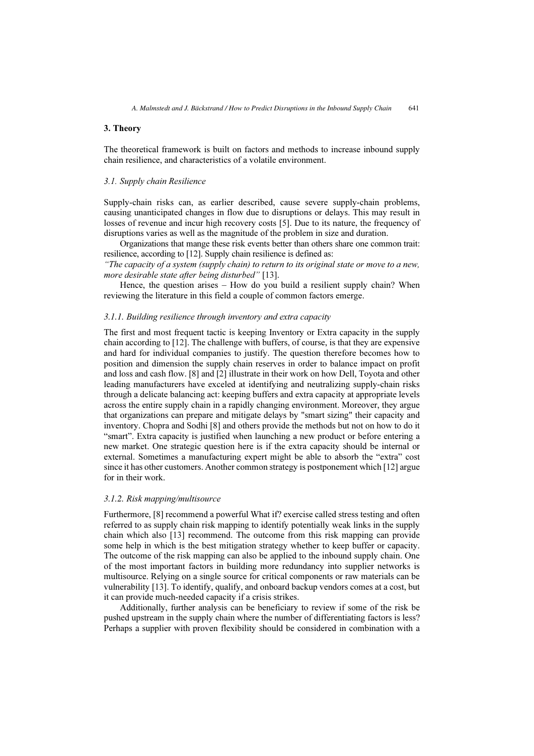## 3. Theory

The theoretical framework is built on factors and methods to increase inbound supply chain resilience, and characteristics of a volatile environment.

### *3.1. Supply chain Resilience*

Supply-chain risks can, as earlier described, cause severe supply-chain problems, causing unanticipated changes in flow due to disruptions or delays. This may result in losses of revenue and incur high recovery costs [5]. Due to its nature, the frequency of disruptions varies as well as the magnitude of the problem in size and duration.

Organizations that mange these risk events better than others share one common trait: resilience, according to [12]. Supply chain resilience is defined as:
*"The capacity of a system (supply chain) to return to its original state or move to a new, more desirable state after being disturbed"* [13].

Hence, the question arises – How do you build a resilient supply chain? When reviewing the literature in this field a couple of common factors emerge.

#### *3.1.1. Building resilience through inventory and extra capacity*

The first and most frequent tactic is keeping Inventory or Extra capacity in the supply chain according to [12]. The challenge with buffers, of course, is that they are expensive and hard for individual companies to justify. The question therefore becomes how to position and dimension the supply chain reserves in order to balance impact on profit and loss and cash flow. [8] and [2] illustrate in their work on how Dell, Toyota and other leading manufacturers have exceled at identifying and neutralizing supply-chain risks through a delicate balancing act: keeping buffers and extra capacity at appropriate levels across the entire supply chain in a rapidly changing environment. Moreover, they argue that organizations can prepare and mitigate delays by "smart sizing" their capacity and inventory. Chopra and Sodhi [8] and others provide the methods but not on how to do it "smart". Extra capacity is justified when launching a new product or before entering a new market. One strategic question here is if the extra capacity should be internal or external. Sometimes a manufacturing expert might be able to absorb the "extra" cost since it has other customers. Another common strategy is postponement which [12] argue for in their work.

#### *3.1.2. Risk mapping/multisource*

Furthermore, [8] recommend a powerful What if? exercise called stress testing and often referred to as supply chain risk mapping to identify potentially weak links in the supply chain which also [13] recommend. The outcome from this risk mapping can provide some help in which is the best mitigation strategy whether to keep buffer or capacity. The outcome of the risk mapping can also be applied to the inbound supply chain. One of the most important factors in building more redundancy into supplier networks is multisource. Relying on a single source for critical components or raw materials can be vulnerability [13]. To identify, qualify, and onboard backup vendors comes at a cost, but it can provide much-needed capacity if a crisis strikes.

Additionally, further analysis can be beneficiary to review if some of the risk be pushed upstream in the supply chain where the number of differentiating factors is less? Perhaps a supplier with proven flexibility should be considered in combination with a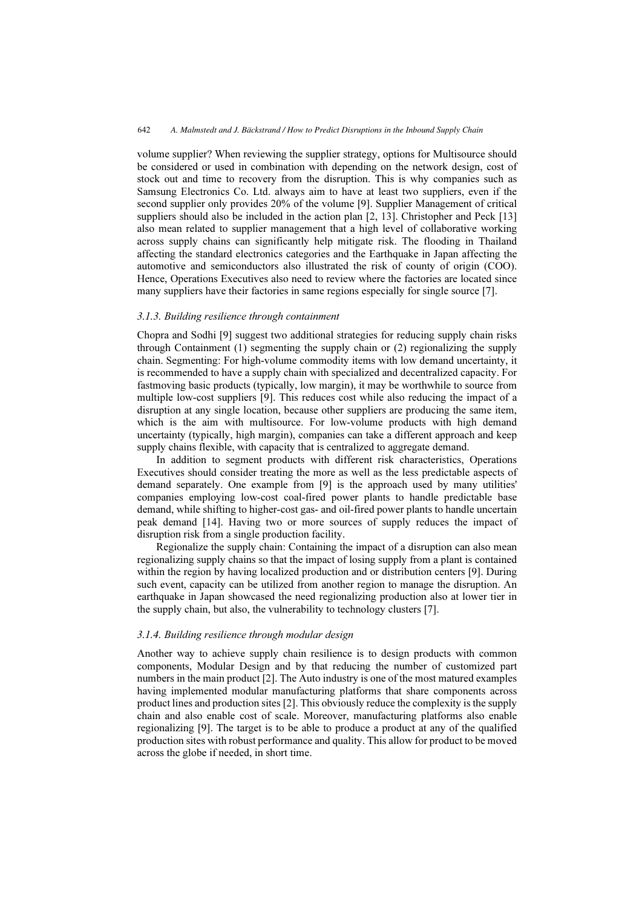volume supplier? When reviewing the supplier strategy, options for Multisource should be considered or used in combination with depending on the network design, cost of stock out and time to recovery from the disruption. This is why companies such as Samsung Electronics Co. Ltd. always aim to have at least two suppliers, even if the second supplier only provides 20% of the volume [9]. Supplier Management of critical suppliers should also be included in the action plan [2, 13]. Christopher and Peck [13] also mean related to supplier management that a high level of collaborative working across supply chains can significantly help mitigate risk. The flooding in Thailand affecting the standard electronics categories and the Earthquake in Japan affecting the automotive and semiconductors also illustrated the risk of county of origin (COO). Hence, Operations Executives also need to review where the factories are located since many suppliers have their factories in same regions especially for single source [7].

#### *3.1.3. Building resilience through containment*

Chopra and Sodhi [9] suggest two additional strategies for reducing supply chain risks through Containment (1) segmenting the supply chain or (2) regionalizing the supply chain. Segmenting: For high-volume commodity items with low demand uncertainty, it is recommended to have a supply chain with specialized and decentralized capacity. For fastmoving basic products (typically, low margin), it may be worthwhile to source from multiple low-cost suppliers [9]. This reduces cost while also reducing the impact of a disruption at any single location, because other suppliers are producing the same item, which is the aim with multisource. For low-volume products with high demand uncertainty (typically, high margin), companies can take a different approach and keep supply chains flexible, with capacity that is centralized to aggregate demand.

In addition to segment products with different risk characteristics, Operations Executives should consider treating the more as well as the less predictable aspects of demand separately. One example from [9] is the approach used by many utilities' companies employing low-cost coal-fired power plants to handle predictable base demand, while shifting to higher-cost gas- and oil-fired power plants to handle uncertain peak demand [14]. Having two or more sources of supply reduces the impact of disruption risk from a single production facility.

Regionalize the supply chain: Containing the impact of a disruption can also mean regionalizing supply chains so that the impact of losing supply from a plant is contained within the region by having localized production and or distribution centers [9]. During such event, capacity can be utilized from another region to manage the disruption. An earthquake in Japan showcased the need regionalizing production also at lower tier in the supply chain, but also, the vulnerability to technology clusters [7].

#### *3.1.4. Building resilience through modular design*

Another way to achieve supply chain resilience is to design products with common components, Modular Design and by that reducing the number of customized part numbers in the main product [2]. The Auto industry is one of the most matured examples having implemented modular manufacturing platforms that share components across product lines and production sites [2]. This obviously reduce the complexity is the supply chain and also enable cost of scale. Moreover, manufacturing platforms also enable regionalizing [9]. The target is to be able to produce a product at any of the qualified production sites with robust performance and quality. This allow for product to be moved across the globe if needed, in short time.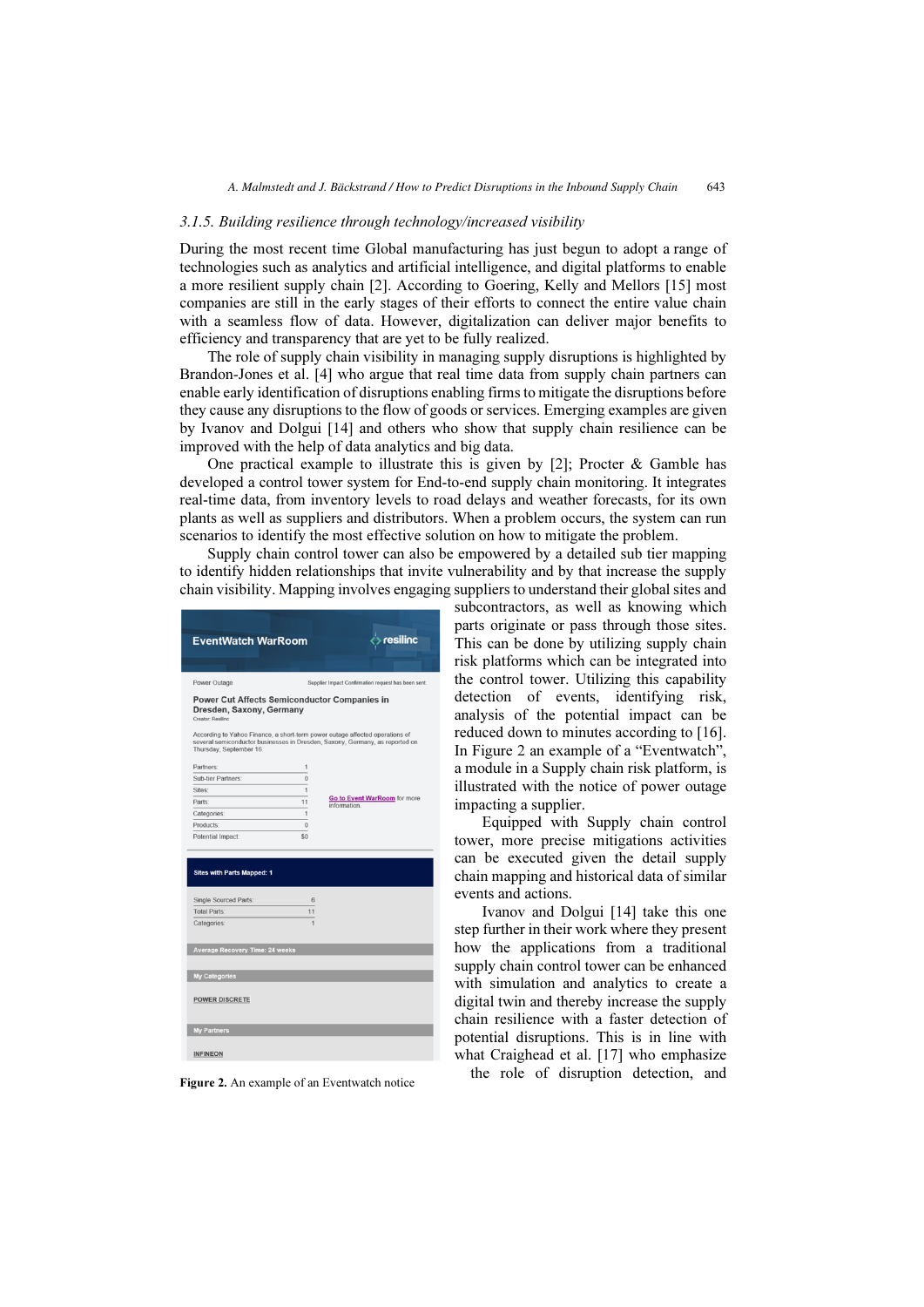### 3.1.5. Building resilience through technology/increased visibility

During the most recent time Global manufacturing has just begun to adopt a range of technologies such as analytics and artificial intelligence, and digital platforms to enable a more resilient supply chain [2]. According to Goering, Kelly and Mellors [15] most companies are still in the early stages of their efforts to connect the entire value chain with a seamless flow of data. However, digitalization can deliver major benefits to efficiency and transparency that are yet to be fully realized.

The role of supply chain visibility in managing supply disruptions is highlighted by Brandon-Jones et al. [4] who argue that real time data from supply chain partners can enable early identification of disruptions enabling firms to mitigate the disruptions before they cause any disruptions to the flow of goods or services. Emerging examples are given by Ivanov and Dolgui [14] and others who show that supply chain resilience can be improved with the help of data analytics and big data.

One practical example to illustrate this is given by [2]; Procter & Gamble has developed a control tower system for End-to-end supply chain monitoring. It integrates real-time data, from inventory levels to road delays and weather forecasts, for its own plants as well as suppliers and distributors. When a problem occurs, the system can run scenarios to identify the most effective solution on how to mitigate the problem.

Supply chain control tower can also be empowered by a detailed sub tier mapping to identify hidden relationships that invite vulnerability and by that increase the supply chain visibility. Mapping involves engaging suppliers to understand their global sites and subcontractors, as well as knowing which parts originate or pass through those sites. This can be done by utilizing supply chain risk platforms which can be integrated into the control tower. Utilizing this capability detection of events, identifying risk, analysis of the potential impact can be reduced down to minutes according to [16]. In Figure 2 an example of a "Eventwatch", a module in a Supply chain risk platform, is illustrated with the notice of power outage impacting a supplier.

**Figure 2.** An example of an Eventwatch notice

Equipped with Supply chain control tower, more precise mitigations activities can be executed given the detail supply chain mapping and historical data of similar events and actions.

Ivanov and Dolgui [14] take this one step further in their work where they present how the applications from a traditional supply chain control tower can be enhanced with simulation and analytics to create a digital twin and thereby increase the supply chain resilience with a faster detection of potential disruptions. This is in line with what Craighead et al. [17] who emphasize the role of disruption detection, and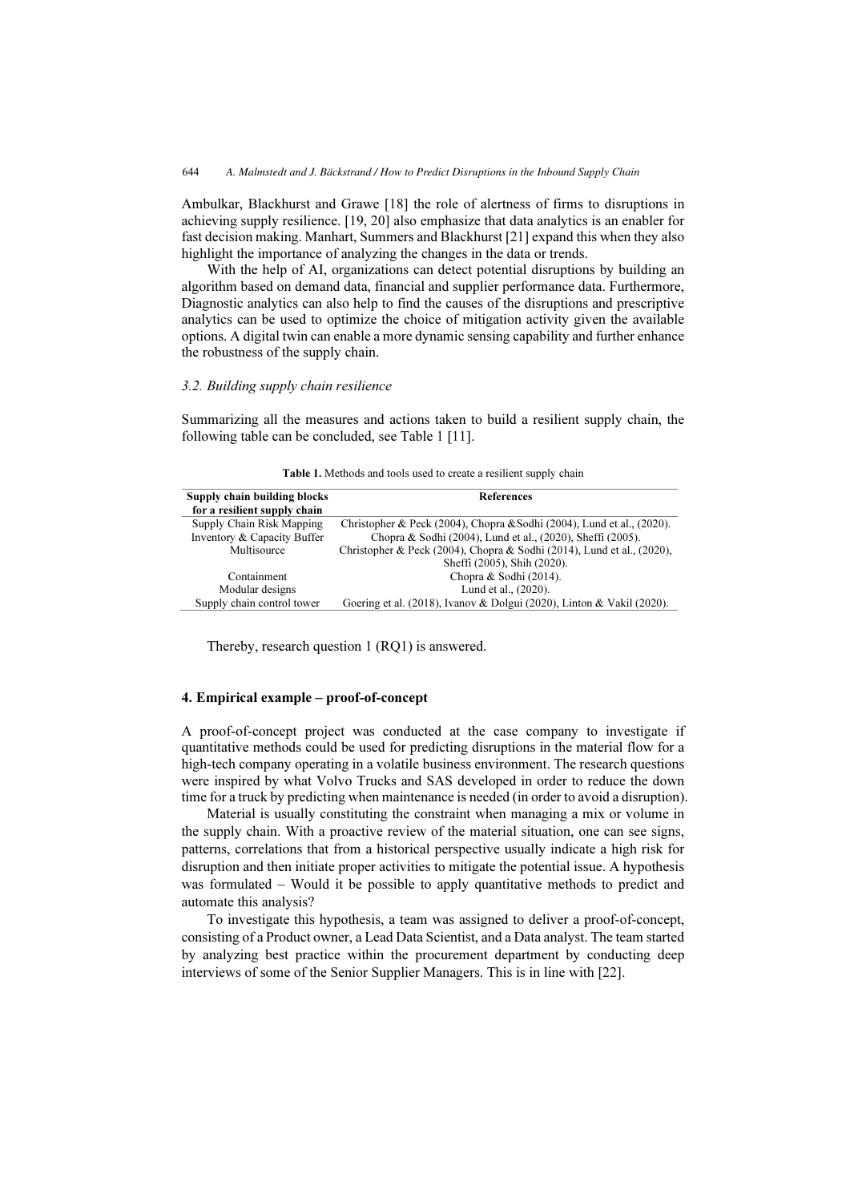Ambulkar, Blackhurst and Grawe [18] the role of alertness of firms to disruptions in achieving supply resilience. [19, 20] also emphasize that data analytics is an enabler for fast decision making. Manhart, Summers and Blackhurst [21] expand this when they also highlight the importance of analyzing the changes in the data or trends.

With the help of AI, organizations can detect potential disruptions by building an algorithm based on demand data, financial and supplier performance data. Furthermore, Diagnostic analytics can also help to find the causes of the disruptions and prescriptive analytics can be used to optimize the choice of mitigation activity given the available options. A digital twin can enable a more dynamic sensing capability and further enhance the robustness of the supply chain.

### *3.2. Building supply chain resilience*

Summarizing all the measures and actions taken to build a resilient supply chain, the following table can be concluded, see Table 1 [11].

**Table 1.** Methods and tools used to create a resilient supply chain

| Supply chain building blocks for a resilient supply chain | References |
|---|---|
| Supply Chain Risk Mapping | Christopher & Peck (2004), Chopra &Sodhi (2004), Lund et al., (2020). |
| Inventory & Capacity Buffer | Chopra & Sodhi (2004), Lund et al., (2020), Sheffi (2005). |
| Multisource | Christopher & Peck (2004), Chopra & Sodhi (2014), Lund et al., (2020), Sheffi (2005), Shih (2020). |
| Containment | Chopra & Sodhi (2014). |
| Modular designs | Lund et al., (2020). |
| Supply chain control tower | Goering et al. (2018), Ivanov & Dolgui (2020), Linton & Vakil (2020). |

Thereby, research question 1 (RQ1) is answered.

## 4. Empirical example – proof-of-concept

A proof-of-concept project was conducted at the case company to investigate if quantitative methods could be used for predicting disruptions in the material flow for a high-tech company operating in a volatile business environment. The research questions were inspired by what Volvo Trucks and SAS developed in order to reduce the down time for a truck by predicting when maintenance is needed (in order to avoid a disruption).

Material is usually constituting the constraint when managing a mix or volume in the supply chain. With a proactive review of the material situation, one can see signs, patterns, correlations that from a historical perspective usually indicate a high risk for disruption and then initiate proper activities to mitigate the potential issue. A hypothesis was formulated – Would it be possible to apply quantitative methods to predict and automate this analysis?

To investigate this hypothesis, a team was assigned to deliver a proof-of-concept, consisting of a Product owner, a Lead Data Scientist, and a Data analyst. The team started by analyzing best practice within the procurement department by conducting deep interviews of some of the Senior Supplier Managers. This is in line with [22].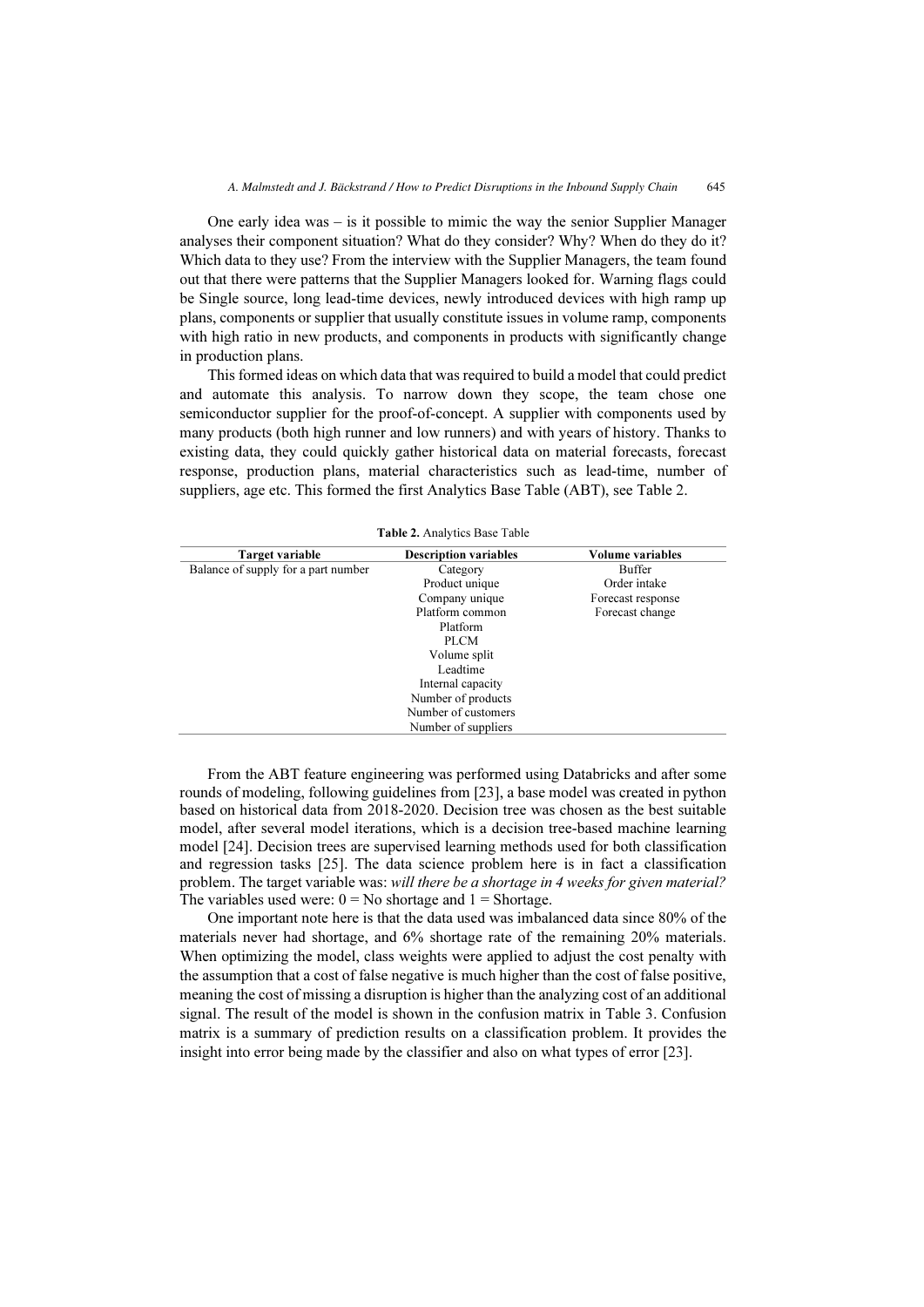One early idea was – is it possible to mimic the way the senior Supplier Manager analyses their component situation? What do they consider? Why? When do they do it? Which data to they use? From the interview with the Supplier Managers, the team found out that there were patterns that the Supplier Managers looked for. Warning flags could be Single source, long lead-time devices, newly introduced devices with high ramp up plans, components or supplier that usually constitute issues in volume ramp, components with high ratio in new products, and components in products with significantly change in production plans.

This formed ideas on which data that was required to build a model that could predict and automate this analysis. To narrow down they scope, the team chose one semiconductor supplier for the proof-of-concept. A supplier with components used by many products (both high runner and low runners) and with years of history. Thanks to existing data, they could quickly gather historical data on material forecasts, forecast response, production plans, material characteristics such as lead-time, number of suppliers, age etc. This formed the first Analytics Base Table (ABT), see Table 2.

**Table 2.** Analytics Base Table

| Target variable | Description variables | Volume variables |
|---|---|---|
| Balance of supply for a part number | Category | Buffer |
| | Product unique | Order intake |
| | Company unique | Forecast response |
| | Platform common | Forecast change |
| | Platform | |
| | PLCM | |
| | Volume split | |
| | Leadtime | |
| | Internal capacity | |
| | Number of products | |
| | Number of customers | |
| | Number of suppliers | |

From the ABT feature engineering was performed using Databricks and after some rounds of modeling, following guidelines from [23], a base model was created in python based on historical data from 2018-2020. Decision tree was chosen as the best suitable model, after several model iterations, which is a decision tree-based machine learning model [24]. Decision trees are supervised learning methods used for both classification and regression tasks [25]. The data science problem here is in fact a classification problem. The target variable was: *will there be a shortage in 4 weeks for given material?* The variables used were: 0 = No shortage and 1 = Shortage.

One important note here is that the data used was imbalanced data since 80% of the materials never had shortage, and 6% shortage rate of the remaining 20% materials. When optimizing the model, class weights were applied to adjust the cost penalty with the assumption that a cost of false negative is much higher than the cost of false positive, meaning the cost of missing a disruption is higher than the analyzing cost of an additional signal. The result of the model is shown in the confusion matrix in Table 3. Confusion matrix is a summary of prediction results on a classification problem. It provides the insight into error being made by the classifier and also on what types of error [23].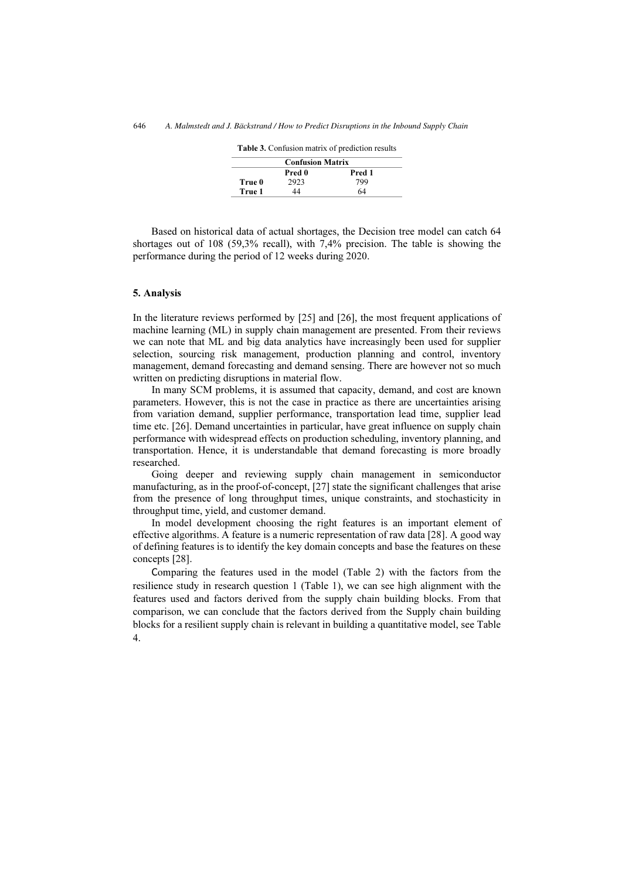**Table 3.** Confusion matrix of prediction results

| Confusion Matrix | | |
|---|---|---|
| | **Pred 0** | **Pred 1** |
| **True 0** | 2923 | 799 |
| **True 1** | 44 | 64 |

Based on historical data of actual shortages, the Decision tree model can catch 64 shortages out of 108 (59,3% recall), with 7,4% precision. The table is showing the performance during the period of 12 weeks during 2020.

## 5. Analysis

In the literature reviews performed by [25] and [26], the most frequent applications of machine learning (ML) in supply chain management are presented. From their reviews we can note that ML and big data analytics have increasingly been used for supplier selection, sourcing risk management, production planning and control, inventory management, demand forecasting and demand sensing. There are however not so much written on predicting disruptions in material flow.

In many SCM problems, it is assumed that capacity, demand, and cost are known parameters. However, this is not the case in practice as there are uncertainties arising from variation demand, supplier performance, transportation lead time, supplier lead time etc. [26]. Demand uncertainties in particular, have great influence on supply chain performance with widespread effects on production scheduling, inventory planning, and transportation. Hence, it is understandable that demand forecasting is more broadly researched.

Going deeper and reviewing supply chain management in semiconductor manufacturing, as in the proof-of-concept, [27] state the significant challenges that arise from the presence of long throughput times, unique constraints, and stochasticity in throughput time, yield, and customer demand.

In model development choosing the right features is an important element of effective algorithms. A feature is a numeric representation of raw data [28]. A good way of defining features is to identify the key domain concepts and base the features on these concepts [28].

Comparing the features used in the model (Table 2) with the factors from the resilience study in research question 1 (Table 1), we can see high alignment with the features used and factors derived from the supply chain building blocks. From that comparison, we can conclude that the factors derived from the Supply chain building blocks for a resilient supply chain is relevant in building a quantitative model, see Table 4.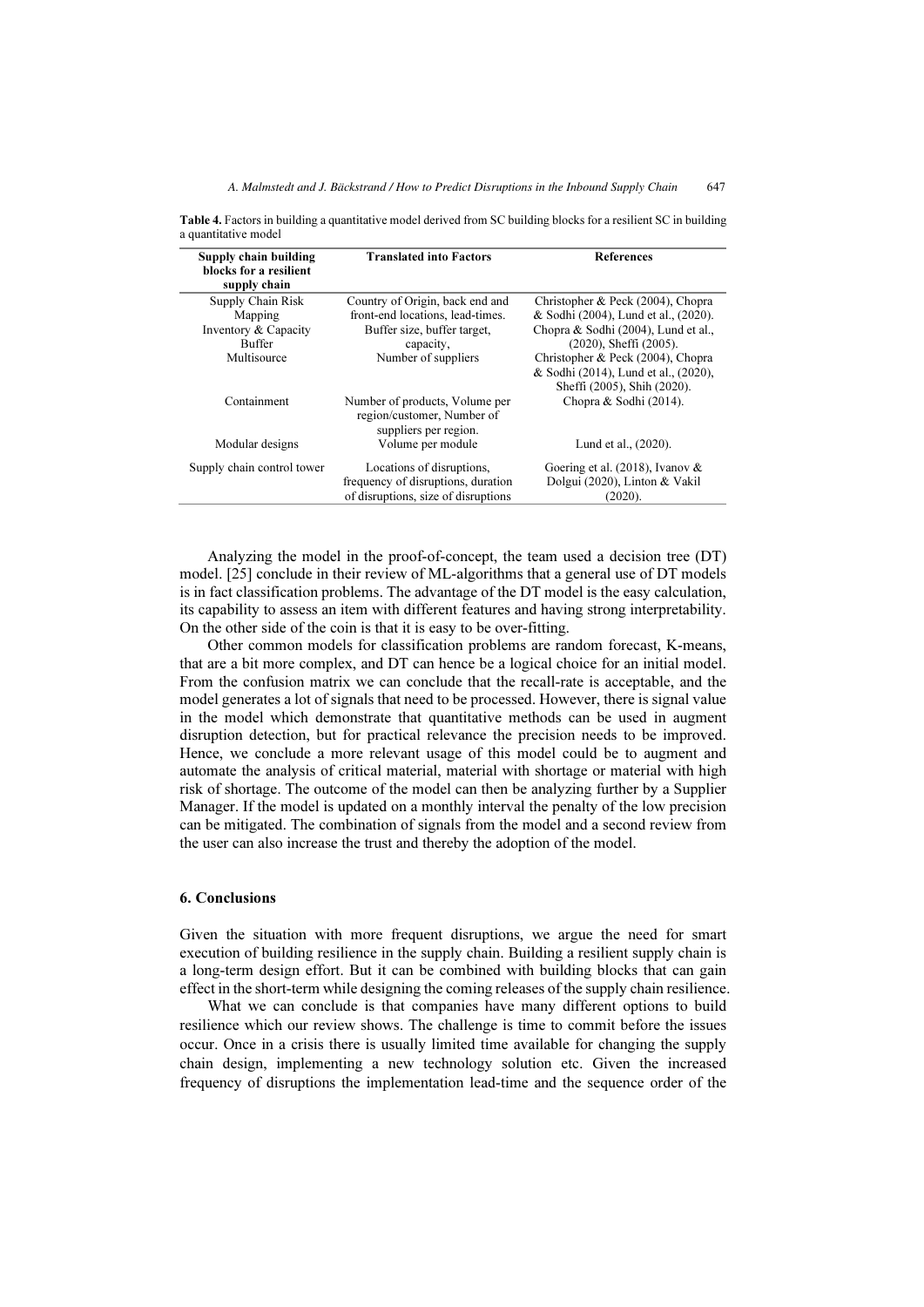**Table 4.** Factors in building a quantitative model derived from SC building blocks for a resilient SC in building a quantitative model

| Supply chain building blocks for a resilient supply chain | Translated into Factors | References |
|---|---|---|
| Supply Chain Risk Mapping | Country of Origin, back end and front-end locations, lead-times. | Christopher & Peck (2004), Chopra & Sodhi (2004), Lund et al., (2020). |
| Inventory & Capacity Buffer | Buffer size, buffer target, capacity, | Chopra & Sodhi (2004), Lund et al., (2020), Sheffi (2005). |
| Multisource | Number of suppliers | Christopher & Peck (2004), Chopra & Sodhi (2014), Lund et al., (2020), Sheffi (2005), Shih (2020). |
| Containment | Number of products, Volume per region/customer, Number of suppliers per region. | Chopra & Sodhi (2014). |
| Modular designs | Volume per module | Lund et al., (2020). |
| Supply chain control tower | Locations of disruptions, frequency of disruptions, duration of disruptions, size of disruptions | Goering et al. (2018), Ivanov & Dolgui (2020), Linton & Vakil (2020). |

Analyzing the model in the proof-of-concept, the team used a decision tree (DT) model. [25] conclude in their review of ML-algorithms that a general use of DT models is in fact classification problems. The advantage of the DT model is the easy calculation, its capability to assess an item with different features and having strong interpretability. On the other side of the coin is that it is easy to be over-fitting.

Other common models for classification problems are random forecast, K-means, that are a bit more complex, and DT can hence be a logical choice for an initial model. From the confusion matrix we can conclude that the recall-rate is acceptable, and the model generates a lot of signals that need to be processed. However, there is signal value in the model which demonstrate that quantitative methods can be used in augment disruption detection, but for practical relevance the precision needs to be improved. Hence, we conclude a more relevant usage of this model could be to augment and automate the analysis of critical material, material with shortage or material with high risk of shortage. The outcome of the model can then be analyzing further by a Supplier Manager. If the model is updated on a monthly interval the penalty of the low precision can be mitigated. The combination of signals from the model and a second review from the user can also increase the trust and thereby the adoption of the model.

## 6. Conclusions

Given the situation with more frequent disruptions, we argue the need for smart execution of building resilience in the supply chain. Building a resilient supply chain is a long-term design effort. But it can be combined with building blocks that can gain effect in the short-term while designing the coming releases of the supply chain resilience.

What we can conclude is that companies have many different options to build resilience which our review shows. The challenge is time to commit before the issues occur. Once in a crisis there is usually limited time available for changing the supply chain design, implementing a new technology solution etc. Given the increased frequency of disruptions the implementation lead-time and the sequence order of the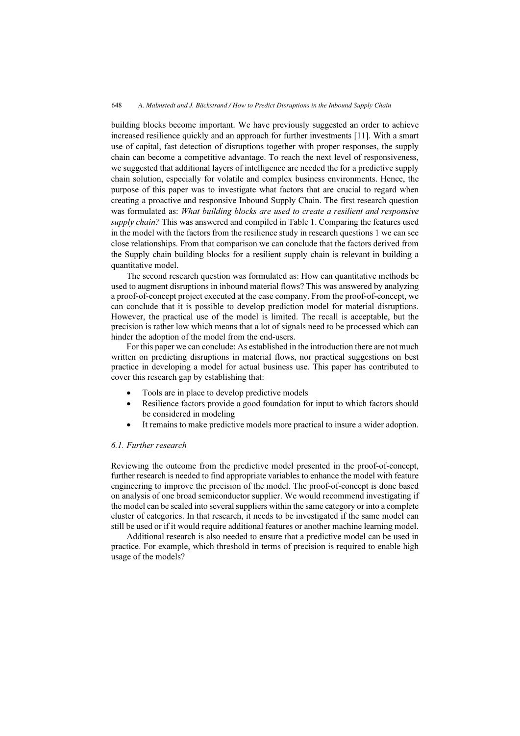building blocks become important. We have previously suggested an order to achieve increased resilience quickly and an approach for further investments [11]. With a smart use of capital, fast detection of disruptions together with proper responses, the supply chain can become a competitive advantage. To reach the next level of responsiveness, we suggested that additional layers of intelligence are needed the for a predictive supply chain solution, especially for volatile and complex business environments. Hence, the purpose of this paper was to investigate what factors that are crucial to regard when creating a proactive and responsive Inbound Supply Chain. The first research question was formulated as: *What building blocks are used to create a resilient and responsive supply chain?* This was answered and compiled in Table 1. Comparing the features used in the model with the factors from the resilience study in research questions 1 we can see close relationships. From that comparison we can conclude that the factors derived from the Supply chain building blocks for a resilient supply chain is relevant in building a quantitative model.

The second research question was formulated as: How can quantitative methods be used to augment disruptions in inbound material flows? This was answered by analyzing a proof-of-concept project executed at the case company. From the proof-of-concept, we can conclude that it is possible to develop prediction model for material disruptions. However, the practical use of the model is limited. The recall is acceptable, but the precision is rather low which means that a lot of signals need to be processed which can hinder the adoption of the model from the end-users.

For this paper we can conclude: As established in the introduction there are not much written on predicting disruptions in material flows, nor practical suggestions on best practice in developing a model for actual business use. This paper has contributed to cover this research gap by establishing that:

- Tools are in place to develop predictive models
- Resilience factors provide a good foundation for input to which factors should be considered in modeling
- It remains to make predictive models more practical to insure a wider adoption.

### *6.1. Further research*

Reviewing the outcome from the predictive model presented in the proof-of-concept, further research is needed to find appropriate variables to enhance the model with feature engineering to improve the precision of the model. The proof-of-concept is done based on analysis of one broad semiconductor supplier. We would recommend investigating if the model can be scaled into several suppliers within the same category or into a complete cluster of categories. In that research, it needs to be investigated if the same model can still be used or if it would require additional features or another machine learning model.

Additional research is also needed to ensure that a predictive model can be used in practice. For example, which threshold in terms of precision is required to enable high usage of the models?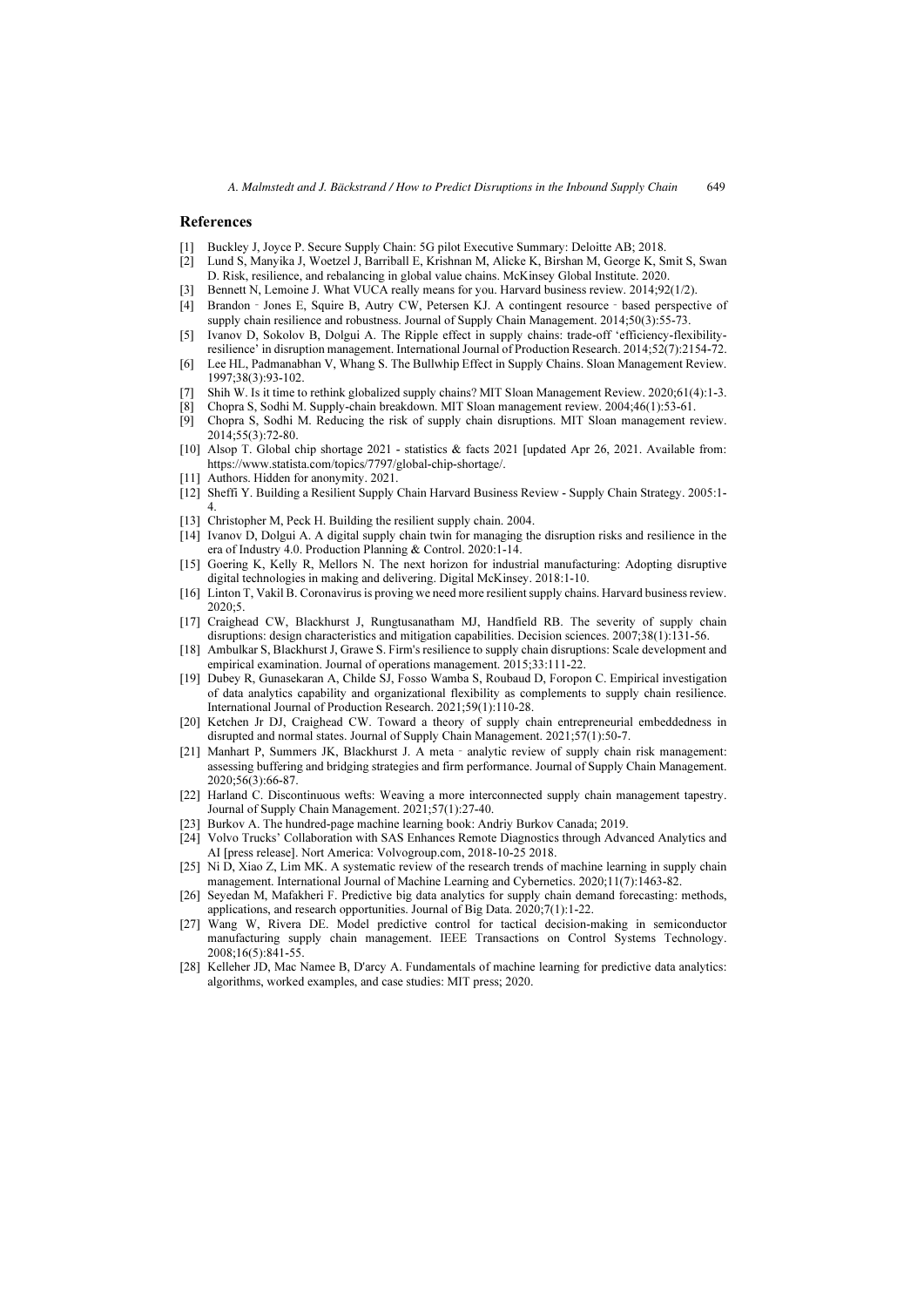## References

[1] Buckley J, Joyce P. Secure Supply Chain: 5G pilot Executive Summary: Deloitte AB; 2018.

[2] Lund S, Manyika J, Woetzel J, Barriball E, Krishnan M, Alicke K, Birshan M, George K, Smit S, Swan D. Risk, resilience, and rebalancing in global value chains. McKinsey Global Institute. 2020.

[3] Bennett N, Lemoine J. What VUCA really means for you. Harvard business review. 2014;92(1/2).

[4] Brandon‐Jones E, Squire B, Autry CW, Petersen KJ. A contingent resource‐based perspective of supply chain resilience and robustness. Journal of Supply Chain Management. 2014;50(3):55-73.

[5] Ivanov D, Sokolov B, Dolgui A. The Ripple effect in supply chains: trade-off 'efficiency-flexibility-resilience' in disruption management. International Journal of Production Research. 2014;52(7):2154-72.

[6] Lee HL, Padmanabhan V, Whang S. The Bullwhip Effect in Supply Chains. Sloan Management Review. 1997;38(3):93-102.

[7] Shih W. Is it time to rethink globalized supply chains? MIT Sloan Management Review. 2020;61(4):1-3.

[8] Chopra S, Sodhi M. Supply-chain breakdown. MIT Sloan management review. 2004;46(1):53-61.

[9] Chopra S, Sodhi M. Reducing the risk of supply chain disruptions. MIT Sloan management review. 2014;55(3):72-80.

[10] Alsop T. Global chip shortage 2021 - statistics & facts 2021 [updated Apr 26, 2021. Available from: https://www.statista.com/topics/7797/global-chip-shortage/.

[11] Authors. Hidden for anonymity. 2021.

[12] Sheffi Y. Building a Resilient Supply Chain Harvard Business Review - Supply Chain Strategy. 2005:1-4.

[13] Christopher M, Peck H. Building the resilient supply chain. 2004.

[14] Ivanov D, Dolgui A. A digital supply chain twin for managing the disruption risks and resilience in the era of Industry 4.0. Production Planning & Control. 2020:1-14.

[15] Goering K, Kelly R, Mellors N. The next horizon for industrial manufacturing: Adopting disruptive digital technologies in making and delivering. Digital McKinsey. 2018:1-10.

[16] Linton T, Vakil B. Coronavirus is proving we need more resilient supply chains. Harvard business review. 2020;5.

[17] Craighead CW, Blackhurst J, Rungtusanatham MJ, Handfield RB. The severity of supply chain disruptions: design characteristics and mitigation capabilities. Decision sciences. 2007;38(1):131-56.

[18] Ambulkar S, Blackhurst J, Grawe S. Firm's resilience to supply chain disruptions: Scale development and empirical examination. Journal of operations management. 2015;33:111-22.

[19] Dubey R, Gunasekaran A, Childe SJ, Fosso Wamba S, Roubaud D, Foropon C. Empirical investigation of data analytics capability and organizational flexibility as complements to supply chain resilience. International Journal of Production Research. 2021;59(1):110-28.

[20] Ketchen Jr DJ, Craighead CW. Toward a theory of supply chain entrepreneurial embeddedness in disrupted and normal states. Journal of Supply Chain Management. 2021;57(1):50-7.

[21] Manhart P, Summers JK, Blackhurst J. A meta‐analytic review of supply chain risk management: assessing buffering and bridging strategies and firm performance. Journal of Supply Chain Management. 2020;56(3):66-87.

[22] Harland C. Discontinuous wefts: Weaving a more interconnected supply chain management tapestry. Journal of Supply Chain Management. 2021;57(1):27-40.

[23] Burkov A. The hundred-page machine learning book: Andriy Burkov Canada; 2019.

[24] Volvo Trucks' Collaboration with SAS Enhances Remote Diagnostics through Advanced Analytics and AI [press release]. Nort America: Volvogroup.com, 2018-10-25 2018.

[25] Ni D, Xiao Z, Lim MK. A systematic review of the research trends of machine learning in supply chain management. International Journal of Machine Learning and Cybernetics. 2020;11(7):1463-82.

[26] Seyedan M, Mafakheri F. Predictive big data analytics for supply chain demand forecasting: methods, applications, and research opportunities. Journal of Big Data. 2020;7(1):1-22.

[27] Wang W, Rivera DE. Model predictive control for tactical decision-making in semiconductor manufacturing supply chain management. IEEE Transactions on Control Systems Technology. 2008;16(5):841-55.

[28] Kelleher JD, Mac Namee B, D'arcy A. Fundamentals of machine learning for predictive data analytics: algorithms, worked examples, and case studies: MIT press; 2020.